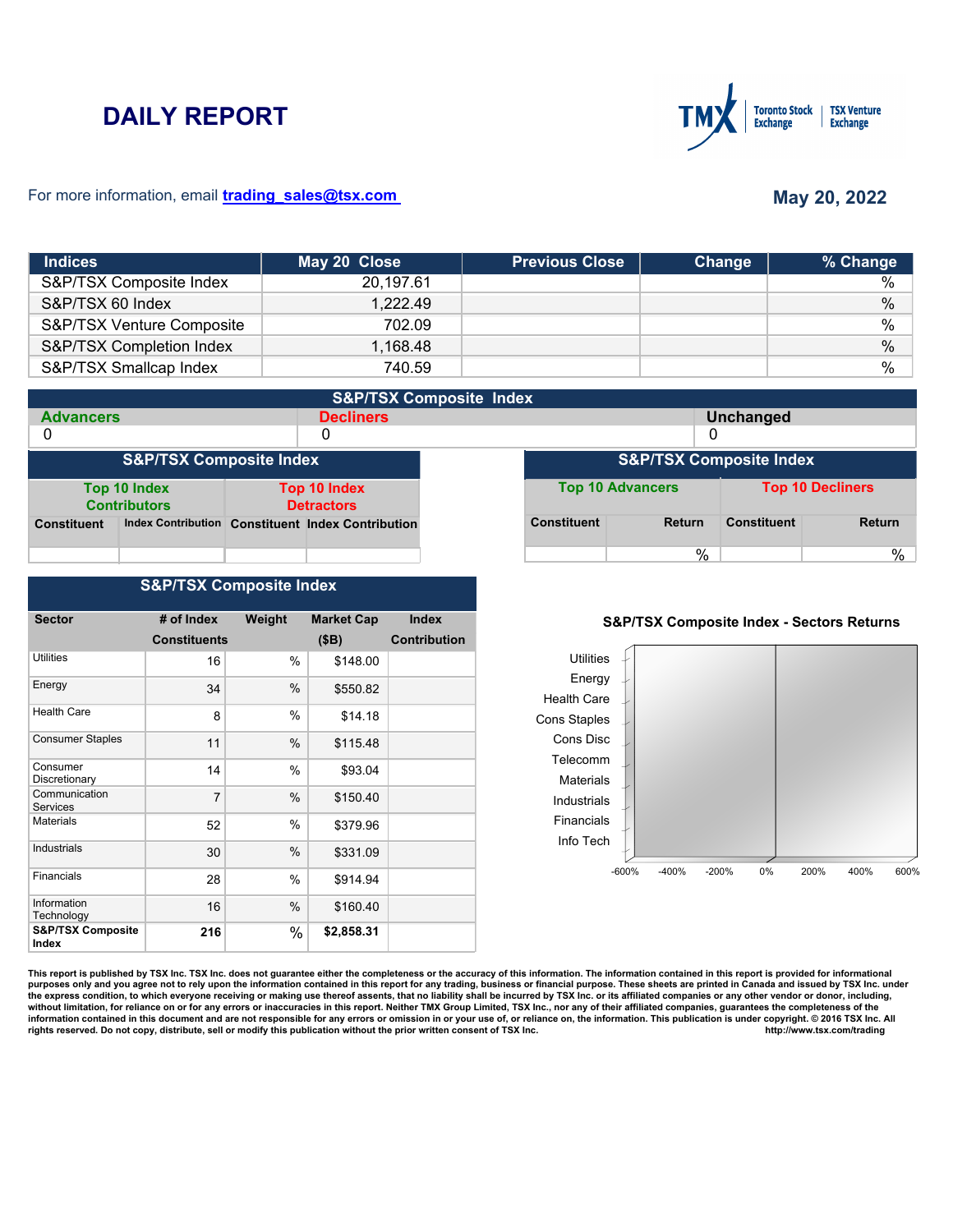# DAILY REPORT

For more information, email trading_sales@tsx.com

**May 20, 2022**

| Indices | May 20 Close | Previous Close | Change | % Change |
|---|---|---|---|---|
| S&P/TSX Composite Index | 20,197.61 | | | % |
| S&P/TSX 60 Index | 1,222.49 | | | % |
| S&P/TSX Venture Composite | 702.09 | | | % |
| S&P/TSX Completion Index | 1,168.48 | | | % |
| S&P/TSX Smallcap Index | 740.59 | | | % |

## S&P/TSX Composite Index

| Advancers | Decliners | Unchanged |
|---|---|---|
| 0 | 0 | 0 |

## S&P/TSX Composite Index

| Top 10 Index Contributors | | Top 10 Index Detractors | |
|---|---|---|---|
| Constituent | Index Contribution | Constituent | Index Contribution |
| | | | |

## S&P/TSX Composite Index

| Top 10 Advancers | | Top 10 Decliners | |
|---|---|---|---|
| Constituent | Return | Constituent | Return |
| | % | | % |

## S&P/TSX Composite Index

| Sector | # of Index Constituents | Weight | Market Cap ($B) | Index Contribution |
|---|---|---|---|---|
| Utilities | 16 | % | $148.00 | |
| Energy | 34 | % | $550.82 | |
| Health Care | 8 | % | $14.18 | |
| Consumer Staples | 11 | % | $115.48 | |
| Consumer Discretionary | 14 | % | $93.04 | |
| Communication Services | 7 | % | $150.40 | |
| Materials | 52 | % | $379.96 | |
| Industrials | 30 | % | $331.09 | |
| Financials | 28 | % | $914.94 | |
| Information Technology | 16 | % | $160.40 | |
| **S&P/TSX Composite Index** | **216** | % | **$2,858.31** | |

**S&P/TSX Composite Index - Sectors Returns**

Utilities, Energy, Health Care, Cons Staples, Cons Disc, Telecomm, Materials, Industrials, Financials, Info Tech

-600% -400% -200% 0% 200% 400% 600%

This report is published by TSX Inc. TSX Inc. does not guarantee either the completeness or the accuracy of this information. The information contained in this report is provided for informational purposes only and you agree not to rely upon the information contained in this report for any trading, business or financial purpose. These sheets are printed in Canada and issued by TSX Inc. under the express condition, to which everyone receiving or making use thereof assents, that no liability shall be incurred by TSX Inc. or its affiliated companies or any other vendor or donor, including, without limitation, for reliance on or for any errors or inaccuracies in this report. Neither TMX Group Limited, TSX Inc., nor any of their affiliated companies, guarantees the completeness of the information contained in this document and are not responsible for any errors or omission in or your use of, or reliance on, the information. This publication is under copyright. © 2016 TSX Inc. All rights reserved. Do not copy, distribute, sell or modify this publication without the prior written consent of TSX Inc. http://www.tsx.com/trading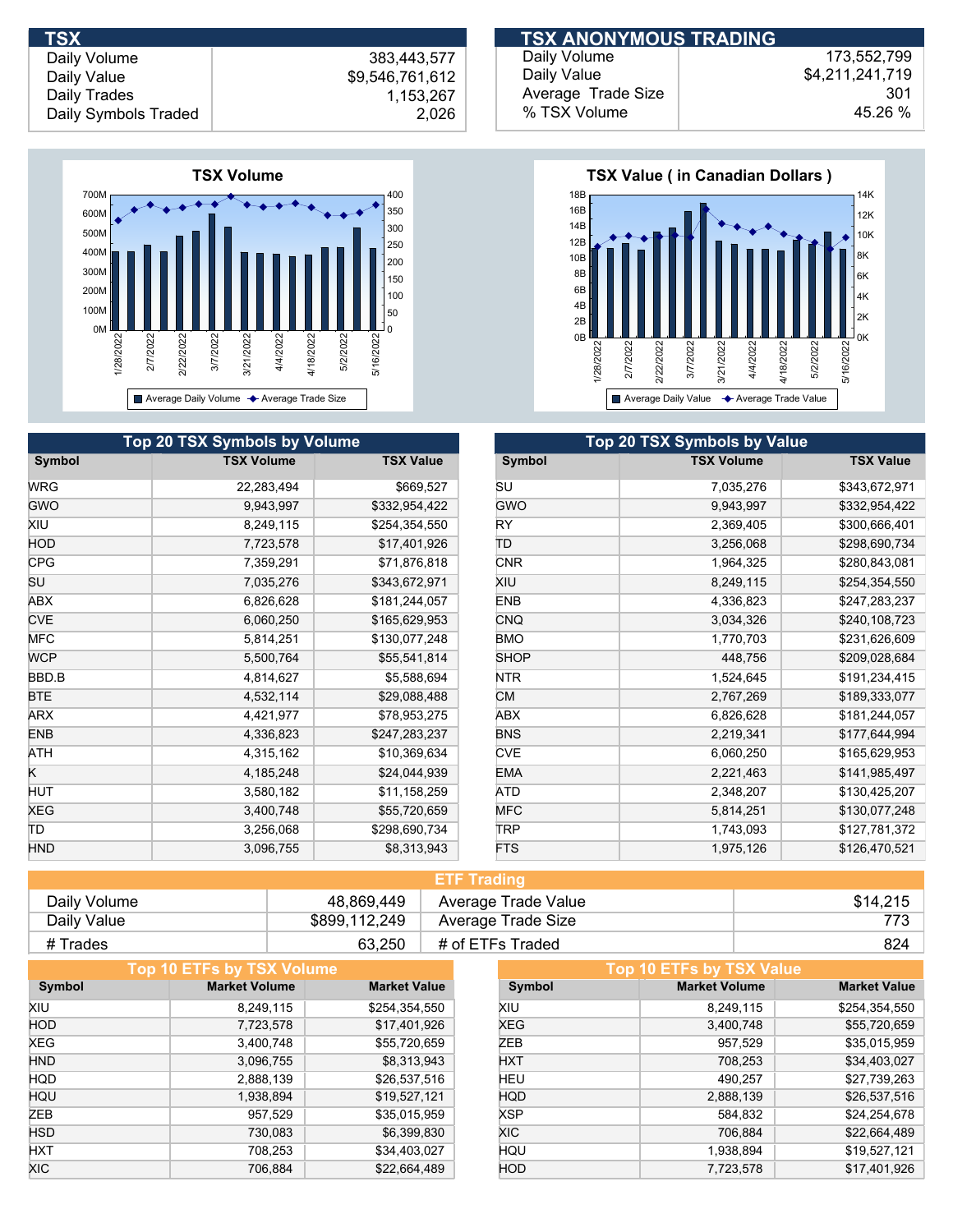## TSX

| | |
|---|---|
| Daily Volume | 383,443,577 |
| Daily Value | $9,546,761,612 |
| Daily Trades | 1,153,267 |
| Daily Symbols Traded | 2,026 |

## TSX ANONYMOUS TRADING

| | |
|---|---|
| Daily Volume | 173,552,799 |
| Daily Value | $4,211,241,719 |
| Average Trade Size | 301 |
| % TSX Volume | 45.26 % |

**TSX Volume**

**TSX Value ( in Canadian Dollars )**

## Top 20 TSX Symbols by Volume

| Symbol | TSX Volume | TSX Value |
|---|---|---|
| WRG | 22,283,494 | $669,527 |
| GWO | 9,943,997 | $332,954,422 |
| XIU | 8,249,115 | $254,354,550 |
| HOD | 7,723,578 | $17,401,926 |
| CPG | 7,359,291 | $71,876,818 |
| SU | 7,035,276 | $343,672,971 |
| ABX | 6,826,628 | $181,244,057 |
| CVE | 6,060,250 | $165,629,953 |
| MFC | 5,814,251 | $130,077,248 |
| WCP | 5,500,764 | $55,541,814 |
| BBD.B | 4,814,627 | $5,588,694 |
| BTE | 4,532,114 | $29,088,488 |
| ARX | 4,421,977 | $78,953,275 |
| ENB | 4,336,823 | $247,283,237 |
| ATH | 4,315,162 | $10,369,634 |
| K | 4,185,248 | $24,044,939 |
| HUT | 3,580,182 | $11,158,259 |
| XEG | 3,400,748 | $55,720,659 |
| TD | 3,256,068 | $298,690,734 |
| HND | 3,096,755 | $8,313,943 |

## Top 20 TSX Symbols by Value

| Symbol | TSX Volume | TSX Value |
|---|---|---|
| SU | 7,035,276 | $343,672,971 |
| GWO | 9,943,997 | $332,954,422 |
| RY | 2,369,405 | $300,666,401 |
| TD | 3,256,068 | $298,690,734 |
| CNR | 1,964,325 | $280,843,081 |
| XIU | 8,249,115 | $254,354,550 |
| ENB | 4,336,823 | $247,283,237 |
| CNQ | 3,034,326 | $240,108,723 |
| BMO | 1,770,703 | $231,626,609 |
| SHOP | 448,756 | $209,028,684 |
| NTR | 1,524,645 | $191,234,415 |
| CM | 2,767,269 | $189,333,077 |
| ABX | 6,826,628 | $181,244,057 |
| BNS | 2,219,341 | $177,644,994 |
| CVE | 6,060,250 | $165,629,953 |
| EMA | 2,221,463 | $141,985,497 |
| ATD | 2,348,207 | $130,425,207 |
| MFC | 5,814,251 | $130,077,248 |
| TRP | 1,743,093 | $127,781,372 |
| FTS | 1,975,126 | $126,470,521 |

## ETF Trading

| | | | |
|---|---|---|---|
| Daily Volume | 48,869,449 | Average Trade Value | $14,215 |
| Daily Value | $899,112,249 | Average Trade Size | 773 |
| # Trades | 63,250 | # of ETFs Traded | 824 |

## Top 10 ETFs by TSX Volume

| Symbol | Market Volume | Market Value |
|---|---|---|
| XIU | 8,249,115 | $254,354,550 |
| HOD | 7,723,578 | $17,401,926 |
| XEG | 3,400,748 | $55,720,659 |
| HND | 3,096,755 | $8,313,943 |
| HQD | 2,888,139 | $26,537,516 |
| HQU | 1,938,894 | $19,527,121 |
| ZEB | 957,529 | $35,015,959 |
| HSD | 730,083 | $6,399,830 |
| HXT | 708,253 | $34,403,027 |
| XIC | 706,884 | $22,664,489 |

## Top 10 ETFs by TSX Value

| Symbol | Market Volume | Market Value |
|---|---|---|
| XIU | 8,249,115 | $254,354,550 |
| XEG | 3,400,748 | $55,720,659 |
| ZEB | 957,529 | $35,015,959 |
| HXT | 708,253 | $34,403,027 |
| HEU | 490,257 | $27,739,263 |
| HQD | 2,888,139 | $26,537,516 |
| XSP | 584,832 | $24,254,678 |
| XIC | 706,884 | $22,664,489 |
| HQU | 1,938,894 | $19,527,121 |
| HOD | 7,723,578 | $17,401,926 |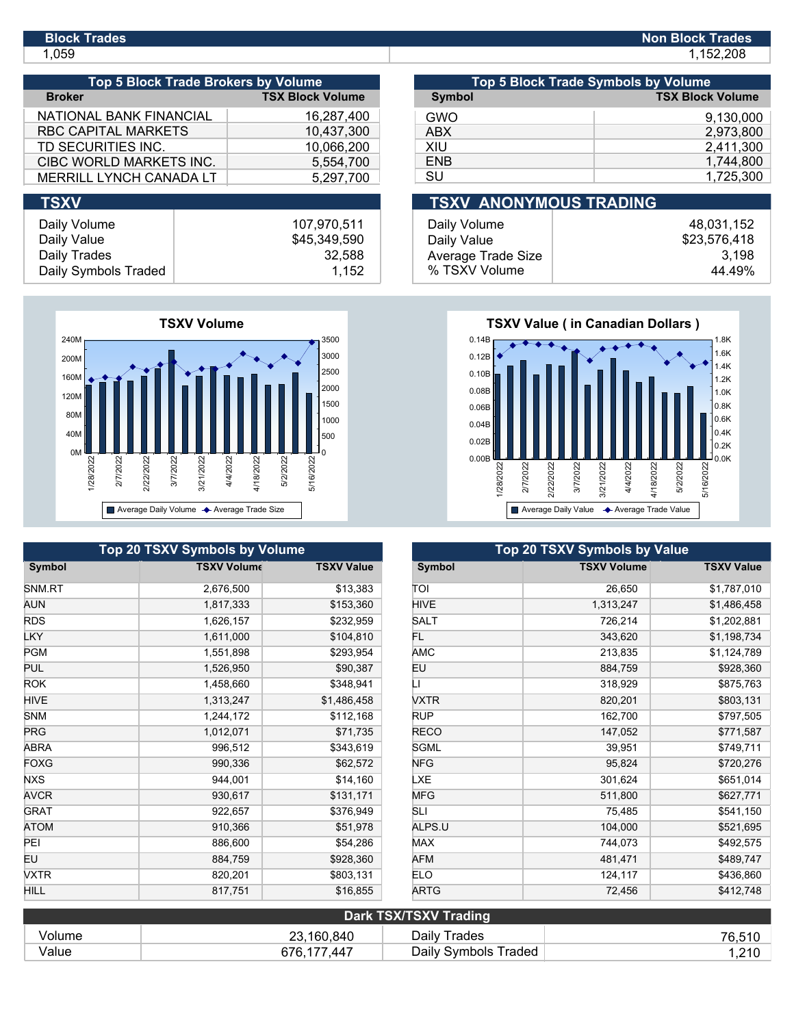| Block Trades | Non Block Trades |
|---|---|
| 1,059 | 1,152,208 |

## Top 5 Block Trade Brokers by Volume

| Broker | TSX Block Volume |
|---|---|
| NATIONAL BANK FINANCIAL | 16,287,400 |
| RBC CAPITAL MARKETS | 10,437,300 |
| TD SECURITIES INC. | 10,066,200 |
| CIBC WORLD MARKETS INC. | 5,554,700 |
| MERRILL LYNCH CANADA LT | 5,297,700 |

## Top 5 Block Trade Symbols by Volume

| Symbol | TSX Block Volume |
|---|---|
| GWO | 9,130,000 |
| ABX | 2,973,800 |
| XIU | 2,411,300 |
| ENB | 1,744,800 |
| SU | 1,725,300 |

## TSXV

| | |
|---|---|
| Daily Volume | 107,970,511 |
| Daily Value | $45,349,590 |
| Daily Trades | 32,588 |
| Daily Symbols Traded | 1,152 |

## TSXV ANONYMOUS TRADING

| | |
|---|---|
| Daily Volume | 48,031,152 |
| Daily Value | $23,576,418 |
| Average Trade Size | 3,198 |
| % TSXV Volume | 44.49% |

TSXV Volume

240M
200M
160M
120M
80M
40M
0M

3500
3000
2500
2000
1500
1000
500
0

1/28/2022
2/7/2022
2/22/2022
3/7/2022
3/21/2022
4/4/2022
4/18/2022
5/2/2022
5/16/2022

Average Daily Volume
Average Trade Size

TSXV Value ( in Canadian Dollars )

0.14B
0.12B
0.10B
0.08B
0.06B
0.04B
0.02B
0.00B

1.8K
1.6K
1.4K
1.2K
1.0K
0.8K
0.6K
0.4K
0.2K
0.0K

1/28/2022
2/7/2022
2/22/2022
3/7/2022
3/21/2022
4/4/2022
4/18/2022
5/2/2022
5/16/2022

Average Daily Value
Average Trade Value

## Top 20 TSXV Symbols by Volume

| Symbol | TSXV Volume | TSXV Value |
|---|---|---|
| SNM.RT | 2,676,500 | $13,383 |
| AUN | 1,817,333 | $153,360 |
| RDS | 1,626,157 | $232,959 |
| LKY | 1,611,000 | $104,810 |
| PGM | 1,551,898 | $293,954 |
| PUL | 1,526,950 | $90,387 |
| ROK | 1,458,660 | $348,941 |
| HIVE | 1,313,247 | $1,486,458 |
| SNM | 1,244,172 | $112,168 |
| PRG | 1,012,071 | $71,735 |
| ABRA | 996,512 | $343,619 |
| FOXG | 990,336 | $62,572 |
| NXS | 944,001 | $14,160 |
| AVCR | 930,617 | $131,171 |
| GRAT | 922,657 | $376,949 |
| ATOM | 910,366 | $51,978 |
| PEI | 886,600 | $54,286 |
| EU | 884,759 | $928,360 |
| VXTR | 820,201 | $803,131 |
| HILL | 817,751 | $16,855 |

## Top 20 TSXV Symbols by Value

| Symbol | TSXV Volume | TSXV Value |
|---|---|---|
| TOI | 26,650 | $1,787,010 |
| HIVE | 1,313,247 | $1,486,458 |
| SALT | 726,214 | $1,202,881 |
| FL | 343,620 | $1,198,734 |
| AMC | 213,835 | $1,124,789 |
| EU | 884,759 | $928,360 |
| LI | 318,929 | $875,763 |
| VXTR | 820,201 | $803,131 |
| RUP | 162,700 | $797,505 |
| RECO | 147,052 | $771,587 |
| SGML | 39,951 | $749,711 |
| NFG | 95,824 | $720,276 |
| LXE | 301,624 | $651,014 |
| MFG | 511,800 | $627,771 |
| SLI | 75,485 | $541,150 |
| ALPS.U | 104,000 | $521,695 |
| MAX | 744,073 | $492,575 |
| AFM | 481,471 | $489,747 |
| ELO | 124,117 | $436,860 |
| ARTG | 72,456 | $412,748 |

## Dark TSX/TSXV Trading

| | | | |
|---|---|---|---|
| Volume | 23,160,840 | Daily Trades | 76,510 |
| Value | 676,177,447 | Daily Symbols Traded | 1,210 |